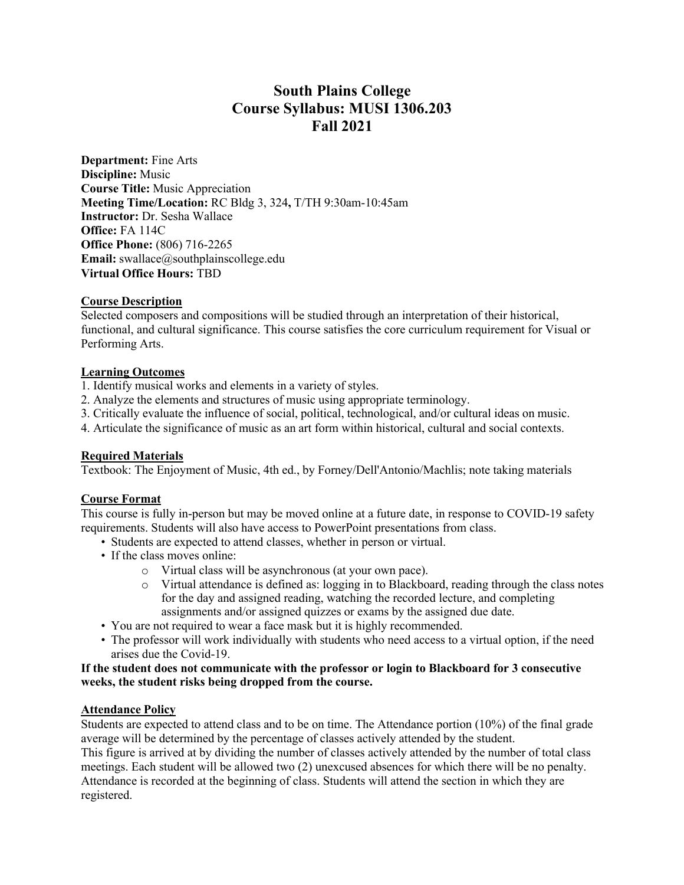# South Plains College
# Course Syllabus: MUSI 1306.203
# Fall 2021

**Department:** Fine Arts
**Discipline:** Music
**Course Title:** Music Appreciation
**Meeting Time/Location:** RC Bldg 3, 324**,** T/TH 9:30am-10:45am
**Instructor:** Dr. Sesha Wallace
**Office:** FA 114C
**Office Phone:** (806) 716-2265
**Email:** swallace@southplainscollege.edu
**Virtual Office Hours:** TBD

## Course Description

Selected composers and compositions will be studied through an interpretation of their historical, functional, and cultural significance. This course satisfies the core curriculum requirement for Visual or Performing Arts.

## Learning Outcomes

1. Identify musical works and elements in a variety of styles.
2. Analyze the elements and structures of music using appropriate terminology.
3. Critically evaluate the influence of social, political, technological, and/or cultural ideas on music.
4. Articulate the significance of music as an art form within historical, cultural and social contexts.

## Required Materials

Textbook: The Enjoyment of Music, 4th ed., by Forney/Dell'Antonio/Machlis; note taking materials

## Course Format

This course is fully in-person but may be moved online at a future date, in response to COVID-19 safety requirements. Students will also have access to PowerPoint presentations from class.

- Students are expected to attend classes, whether in person or virtual.
- If the class moves online:
  - Virtual class will be asynchronous (at your own pace).
  - Virtual attendance is defined as: logging in to Blackboard, reading through the class notes for the day and assigned reading, watching the recorded lecture, and completing assignments and/or assigned quizzes or exams by the assigned due date.
- You are not required to wear a face mask but it is highly recommended.
- The professor will work individually with students who need access to a virtual option, if the need arises due the Covid-19.

**If the student does not communicate with the professor or login to Blackboard for 3 consecutive weeks, the student risks being dropped from the course.**

## Attendance Policy

Students are expected to attend class and to be on time. The Attendance portion (10%) of the final grade average will be determined by the percentage of classes actively attended by the student.
This figure is arrived at by dividing the number of classes actively attended by the number of total class meetings. Each student will be allowed two (2) unexcused absences for which there will be no penalty. Attendance is recorded at the beginning of class. Students will attend the section in which they are registered.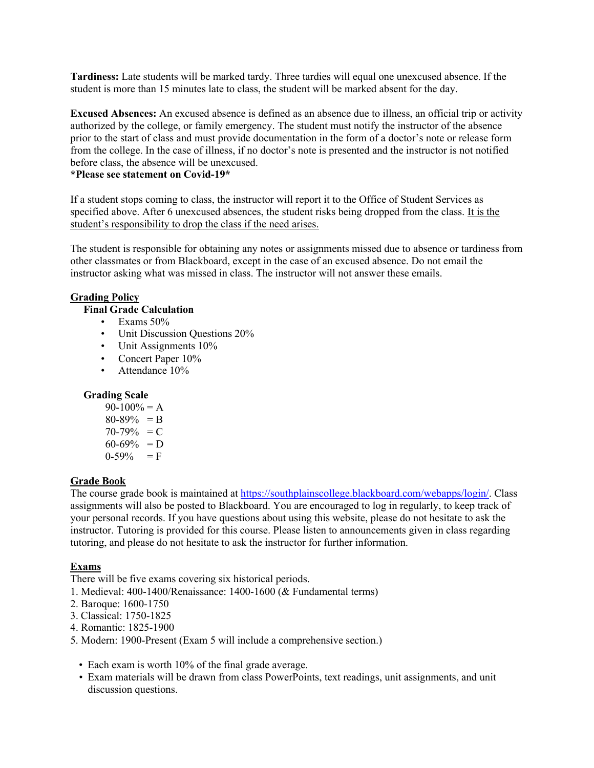**Tardiness:** Late students will be marked tardy. Three tardies will equal one unexcused absence. If the student is more than 15 minutes late to class, the student will be marked absent for the day.

**Excused Absences:** An excused absence is defined as an absence due to illness, an official trip or activity authorized by the college, or family emergency. The student must notify the instructor of the absence prior to the start of class and must provide documentation in the form of a doctor's note or release form from the college. In the case of illness, if no doctor's note is presented and the instructor is not notified before class, the absence will be unexcused.
**\*Please see statement on Covid-19\***

If a student stops coming to class, the instructor will report it to the Office of Student Services as specified above. After 6 unexcused absences, the student risks being dropped from the class. <u>It is the student's responsibility to drop the class if the need arises.</u>

The student is responsible for obtaining any notes or assignments missed due to absence or tardiness from other classmates or from Blackboard, except in the case of an excused absence. Do not email the instructor asking what was missed in class. The instructor will not answer these emails.

## Grading Policy

**Final Grade Calculation**

- Exams 50%
- Unit Discussion Questions 20%
- Unit Assignments 10%
- Concert Paper 10%
- Attendance 10%

**Grading Scale**

90-100% = A
80-89% = B
70-79% = C
60-69% = D
0-59% = F

## Grade Book

The course grade book is maintained at [https://southplainscollege.blackboard.com/webapps/login/](https://southplainscollege.blackboard.com/webapps/login/). Class assignments will also be posted to Blackboard. You are encouraged to log in regularly, to keep track of your personal records. If you have questions about using this website, please do not hesitate to ask the instructor. Tutoring is provided for this course. Please listen to announcements given in class regarding tutoring, and please do not hesitate to ask the instructor for further information.

## Exams

There will be five exams covering six historical periods.

1. Medieval: 400-1400/Renaissance: 1400-1600 (& Fundamental terms)
2. Baroque: 1600-1750
3. Classical: 1750-1825
4. Romantic: 1825-1900
5. Modern: 1900-Present (Exam 5 will include a comprehensive section.)

- Each exam is worth 10% of the final grade average.
- Exam materials will be drawn from class PowerPoints, text readings, unit assignments, and unit discussion questions.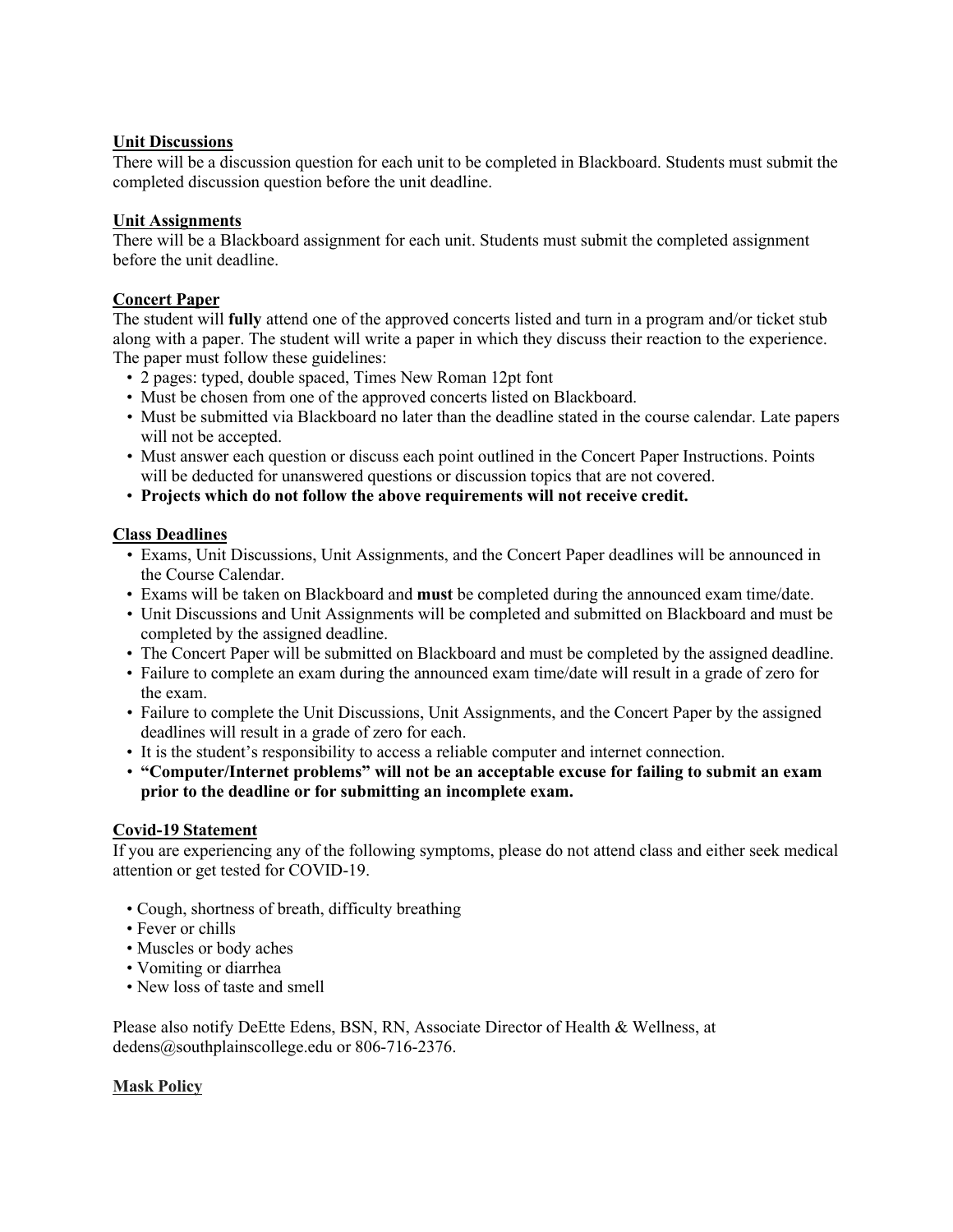**Unit Discussions**

There will be a discussion question for each unit to be completed in Blackboard. Students must submit the completed discussion question before the unit deadline.

**Unit Assignments**

There will be a Blackboard assignment for each unit. Students must submit the completed assignment before the unit deadline.

**Concert Paper**

The student will **fully** attend one of the approved concerts listed and turn in a program and/or ticket stub along with a paper. The student will write a paper in which they discuss their reaction to the experience. The paper must follow these guidelines:

- 2 pages: typed, double spaced, Times New Roman 12pt font
- Must be chosen from one of the approved concerts listed on Blackboard.
- Must be submitted via Blackboard no later than the deadline stated in the course calendar. Late papers will not be accepted.
- Must answer each question or discuss each point outlined in the Concert Paper Instructions. Points will be deducted for unanswered questions or discussion topics that are not covered.
- **Projects which do not follow the above requirements will not receive credit.**

**Class Deadlines**

- Exams, Unit Discussions, Unit Assignments, and the Concert Paper deadlines will be announced in the Course Calendar.
- Exams will be taken on Blackboard and **must** be completed during the announced exam time/date.
- Unit Discussions and Unit Assignments will be completed and submitted on Blackboard and must be completed by the assigned deadline.
- The Concert Paper will be submitted on Blackboard and must be completed by the assigned deadline.
- Failure to complete an exam during the announced exam time/date will result in a grade of zero for the exam.
- Failure to complete the Unit Discussions, Unit Assignments, and the Concert Paper by the assigned deadlines will result in a grade of zero for each.
- It is the student's responsibility to access a reliable computer and internet connection.
- **"Computer/Internet problems" will not be an acceptable excuse for failing to submit an exam prior to the deadline or for submitting an incomplete exam.**

**Covid-19 Statement**

If you are experiencing any of the following symptoms, please do not attend class and either seek medical attention or get tested for COVID-19.

- Cough, shortness of breath, difficulty breathing
- Fever or chills
- Muscles or body aches
- Vomiting or diarrhea
- New loss of taste and smell

Please also notify DeEtte Edens, BSN, RN, Associate Director of Health & Wellness, at dedens@southplainscollege.edu or 806-716-2376.

**Mask Policy**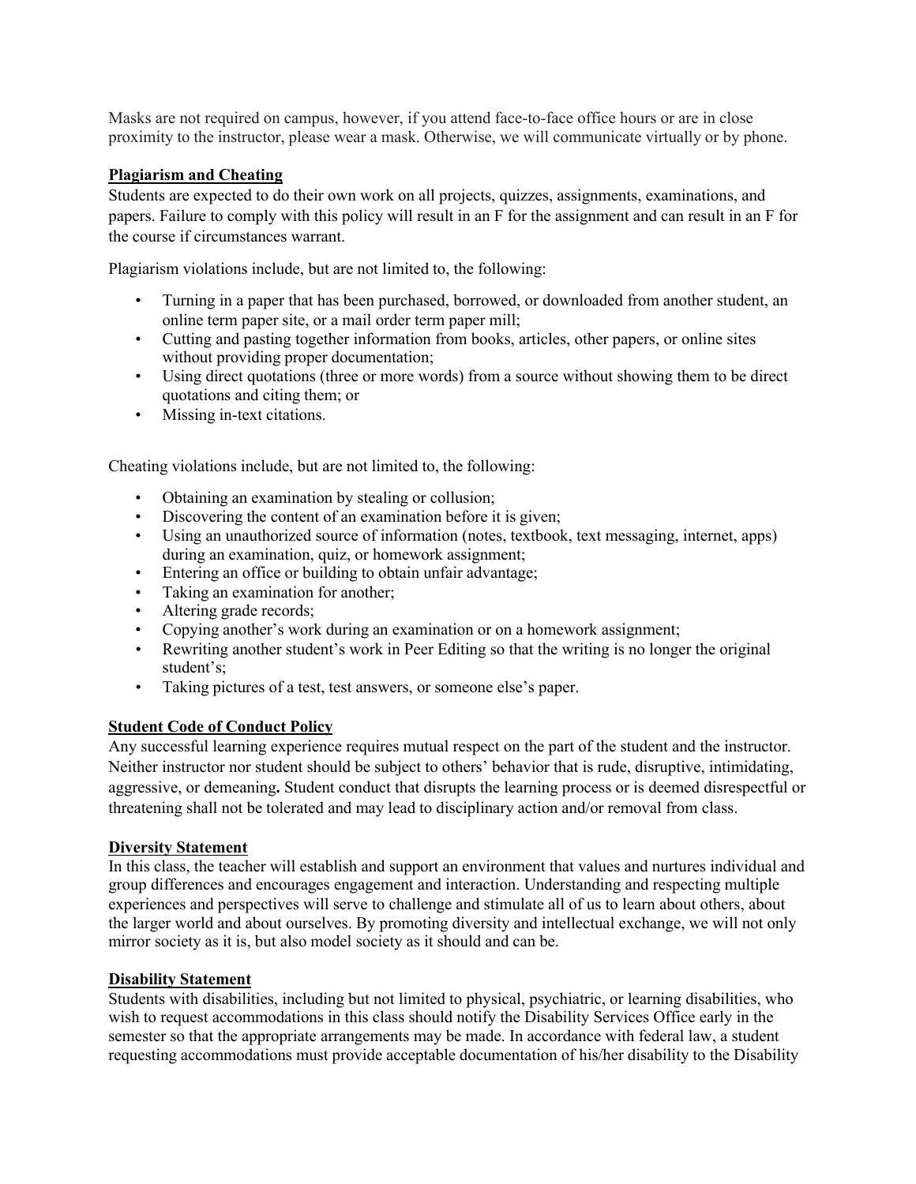Masks are not required on campus, however, if you attend face-to-face office hours or are in close proximity to the instructor, please wear a mask. Otherwise, we will communicate virtually or by phone.

**Plagiarism and Cheating**

Students are expected to do their own work on all projects, quizzes, assignments, examinations, and papers. Failure to comply with this policy will result in an F for the assignment and can result in an F for the course if circumstances warrant.

Plagiarism violations include, but are not limited to, the following:

- Turning in a paper that has been purchased, borrowed, or downloaded from another student, an online term paper site, or a mail order term paper mill;
- Cutting and pasting together information from books, articles, other papers, or online sites without providing proper documentation;
- Using direct quotations (three or more words) from a source without showing them to be direct quotations and citing them; or
- Missing in-text citations.

Cheating violations include, but are not limited to, the following:

- Obtaining an examination by stealing or collusion;
- Discovering the content of an examination before it is given;
- Using an unauthorized source of information (notes, textbook, text messaging, internet, apps) during an examination, quiz, or homework assignment;
- Entering an office or building to obtain unfair advantage;
- Taking an examination for another;
- Altering grade records;
- Copying another's work during an examination or on a homework assignment;
- Rewriting another student's work in Peer Editing so that the writing is no longer the original student's;
- Taking pictures of a test, test answers, or someone else's paper.

**Student Code of Conduct Policy**

Any successful learning experience requires mutual respect on the part of the student and the instructor. Neither instructor nor student should be subject to others' behavior that is rude, disruptive, intimidating, aggressive, or demeaning**.** Student conduct that disrupts the learning process or is deemed disrespectful or threatening shall not be tolerated and may lead to disciplinary action and/or removal from class.

**Diversity Statement**

In this class, the teacher will establish and support an environment that values and nurtures individual and group differences and encourages engagement and interaction. Understanding and respecting multiple experiences and perspectives will serve to challenge and stimulate all of us to learn about others, about the larger world and about ourselves. By promoting diversity and intellectual exchange, we will not only mirror society as it is, but also model society as it should and can be.

**Disability Statement**

Students with disabilities, including but not limited to physical, psychiatric, or learning disabilities, who wish to request accommodations in this class should notify the Disability Services Office early in the semester so that the appropriate arrangements may be made. In accordance with federal law, a student requesting accommodations must provide acceptable documentation of his/her disability to the Disability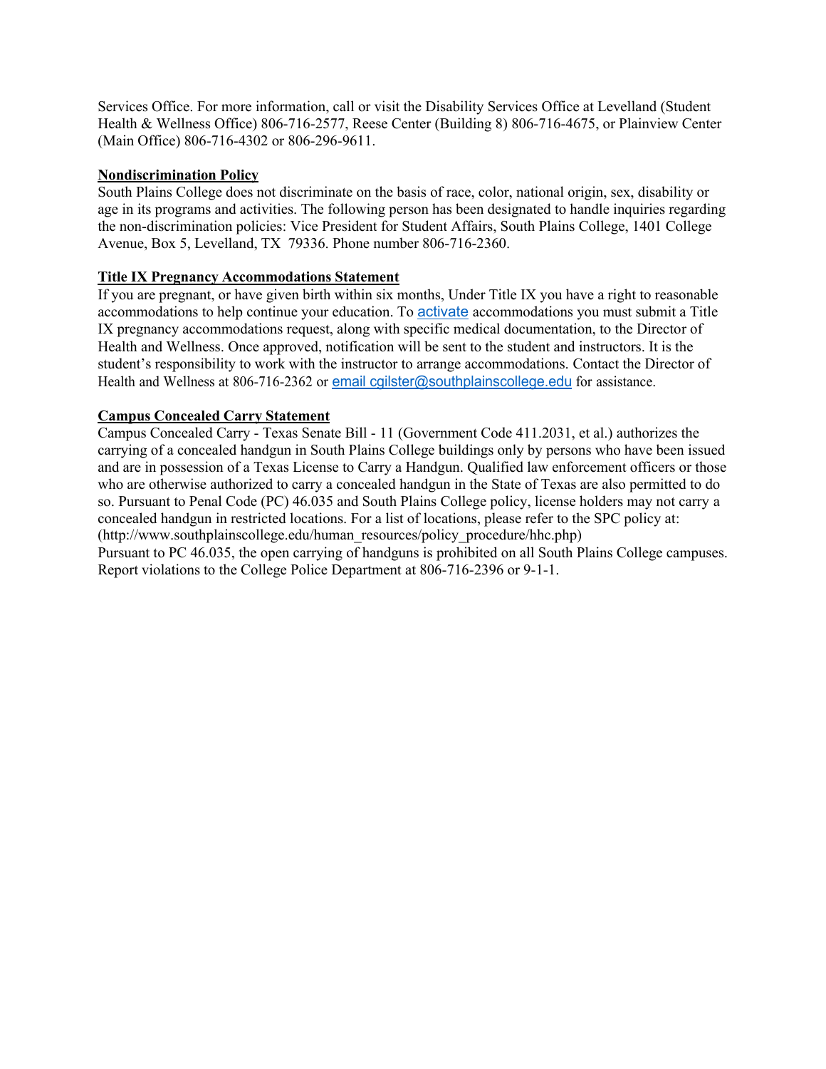Services Office. For more information, call or visit the Disability Services Office at Levelland (Student Health & Wellness Office) 806-716-2577, Reese Center (Building 8) 806-716-4675, or Plainview Center (Main Office) 806-716-4302 or 806-296-9611.

**Nondiscrimination Policy**

South Plains College does not discriminate on the basis of race, color, national origin, sex, disability or age in its programs and activities. The following person has been designated to handle inquiries regarding the non-discrimination policies: Vice President for Student Affairs, South Plains College, 1401 College Avenue, Box 5, Levelland, TX 79336. Phone number 806-716-2360.

**Title IX Pregnancy Accommodations Statement**

If you are pregnant, or have given birth within six months, Under Title IX you have a right to reasonable accommodations to help continue your education. To activate accommodations you must submit a Title IX pregnancy accommodations request, along with specific medical documentation, to the Director of Health and Wellness. Once approved, notification will be sent to the student and instructors. It is the student's responsibility to work with the instructor to arrange accommodations. Contact the Director of Health and Wellness at 806-716-2362 or email cgilster@southplainscollege.edu for assistance.

**Campus Concealed Carry Statement**

Campus Concealed Carry - Texas Senate Bill - 11 (Government Code 411.2031, et al.) authorizes the carrying of a concealed handgun in South Plains College buildings only by persons who have been issued and are in possession of a Texas License to Carry a Handgun. Qualified law enforcement officers or those who are otherwise authorized to carry a concealed handgun in the State of Texas are also permitted to do so. Pursuant to Penal Code (PC) 46.035 and South Plains College policy, license holders may not carry a concealed handgun in restricted locations. For a list of locations, please refer to the SPC policy at: (http://www.southplainscollege.edu/human_resources/policy_procedure/hhc.php)
Pursuant to PC 46.035, the open carrying of handguns is prohibited on all South Plains College campuses. Report violations to the College Police Department at 806-716-2396 or 9-1-1.